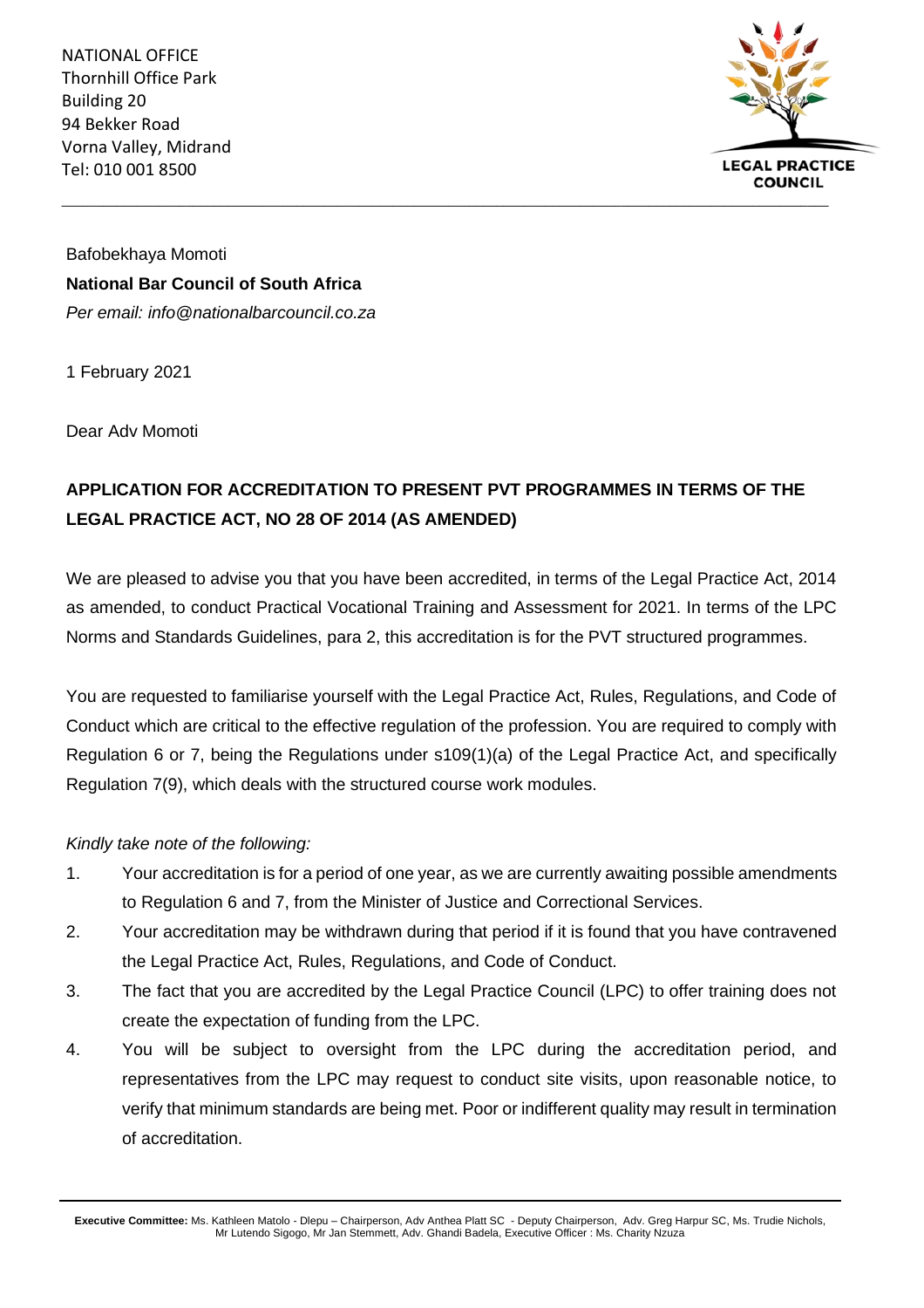NATIONAL OFFICE
Thornhill Office Park
Building 20
94 Bekker Road
Vorna Valley, Midrand
Tel: 010 001 8500

LEGAL PRACTICE COUNCIL

---

Bafobekhaya Momoti
**National Bar Council of South Africa**
*Per email: info@nationalbarcouncil.co.za*

1 February 2021

Dear Adv Momoti

**APPLICATION FOR ACCREDITATION TO PRESENT PVT PROGRAMMES IN TERMS OF THE LEGAL PRACTICE ACT, NO 28 OF 2014 (AS AMENDED)**

We are pleased to advise you that you have been accredited, in terms of the Legal Practice Act, 2014 as amended, to conduct Practical Vocational Training and Assessment for 2021. In terms of the LPC Norms and Standards Guidelines, para 2, this accreditation is for the PVT structured programmes.

You are requested to familiarise yourself with the Legal Practice Act, Rules, Regulations, and Code of Conduct which are critical to the effective regulation of the profession. You are required to comply with Regulation 6 or 7, being the Regulations under s109(1)(a) of the Legal Practice Act, and specifically Regulation 7(9), which deals with the structured course work modules.

*Kindly take note of the following:*

1. Your accreditation is for a period of one year, as we are currently awaiting possible amendments to Regulation 6 and 7, from the Minister of Justice and Correctional Services.
2. Your accreditation may be withdrawn during that period if it is found that you have contravened the Legal Practice Act, Rules, Regulations, and Code of Conduct.
3. The fact that you are accredited by the Legal Practice Council (LPC) to offer training does not create the expectation of funding from the LPC.
4. You will be subject to oversight from the LPC during the accreditation period, and representatives from the LPC may request to conduct site visits, upon reasonable notice, to verify that minimum standards are being met. Poor or indifferent quality may result in termination of accreditation.

---

**Executive Committee:** Ms. Kathleen Matolo - Dlepu – Chairperson, Adv Anthea Platt SC - Deputy Chairperson, Adv. Greg Harpur SC, Ms. Trudie Nichols, Mr Lutendo Sigogo, Mr Jan Stemmett, Adv. Ghandi Badela, Executive Officer : Ms. Charity Nzuza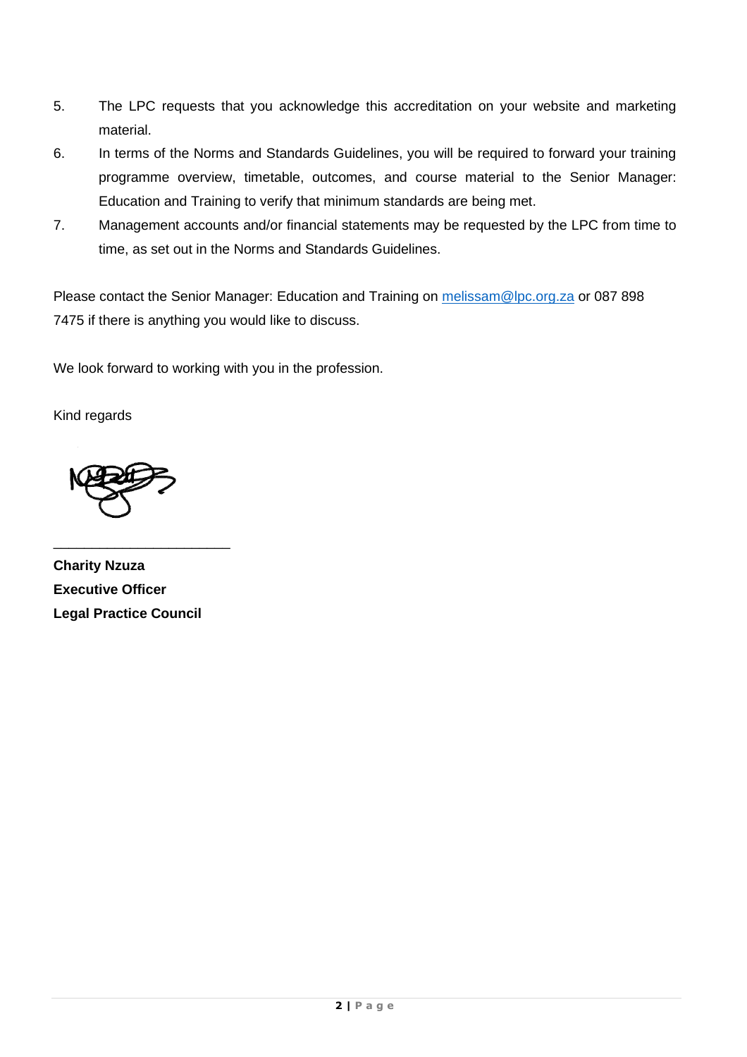5. The LPC requests that you acknowledge this accreditation on your website and marketing material.
6. In terms of the Norms and Standards Guidelines, you will be required to forward your training programme overview, timetable, outcomes, and course material to the Senior Manager: Education and Training to verify that minimum standards are being met.
7. Management accounts and/or financial statements may be requested by the LPC from time to time, as set out in the Norms and Standards Guidelines.

Please contact the Senior Manager: Education and Training on melissam@lpc.org.za or 087 898 7475 if there is anything you would like to discuss.

We look forward to working with you in the profession.

Kind regards

______________________

**Charity Nzuza**
**Executive Officer**
**Legal Practice Council**